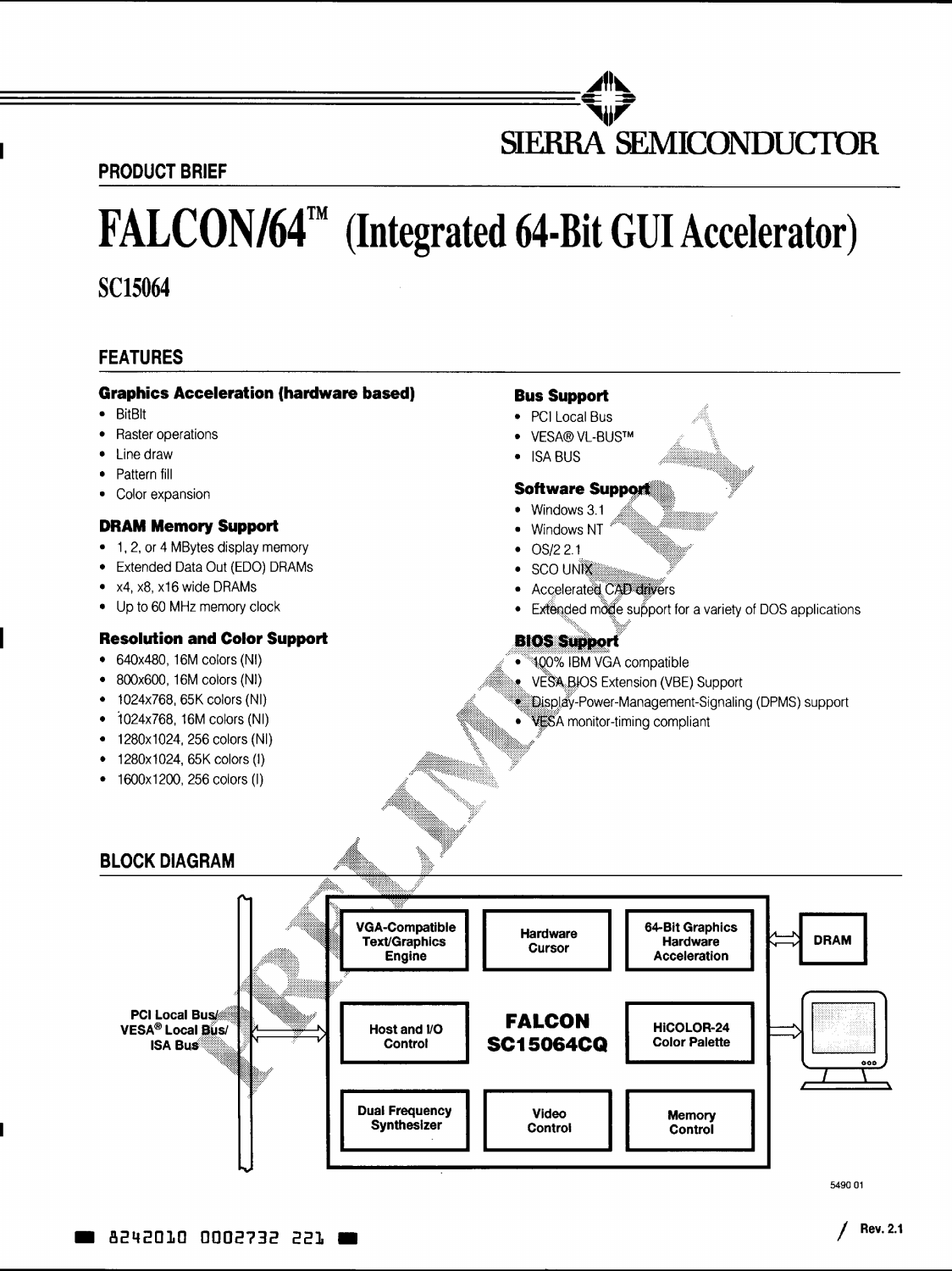SIERRA SEMICONDUCTOR

PRODUCT BRIEF

# FALCON/64™ (Integrated 64-Bit GUI Accelerator)

## SC15064

## FEATURES

### Graphics Acceleration (hardware based)

- BitBlt
- Raster operations
- Line draw
- Pattern fill
- Color expansion

### DRAM Memory Support

- 1, 2, or 4 MBytes display memory
- Extended Data Out (EDO) DRAMs
- x4, x8, x16 wide DRAMs
- Up to 60 MHz memory clock

### Resolution and Color Support

- 640x480, 16M colors (NI)
- 800x600, 16M colors (NI)
- 1024x768, 65K colors (NI)
- 1024x768, 16M colors (NI)
- 1280x1024, 256 colors (NI)
- 1280x1024, 65K colors (I)
- 1600x1200, 256 colors (I)

### Bus Support

- PCI Local Bus
- VESA® VL-BUS™
- ISA BUS

### Software Support

- Windows 3.1
- Windows NT
- OS/2 2.1
- SCO UNIX
- Accelerated CAD drivers
- Extended mode support for a variety of DOS applications

### BIOS Support

- 100% IBM VGA compatible
- VESA BIOS Extension (VBE) Support
- Display-Power-Management-Signaling (DPMS) support
- VESA monitor-timing compliant

## BLOCK DIAGRAM

PCI Local Bus/ VESA® Local Bus/ ISA Bus

FALCON SC15064CQ:
- VGA-Compatible Text/Graphics Engine
- Hardware Cursor
- 64-Bit Graphics Hardware Acceleration
- Host and I/O Control
- HiCOLOR-24 Color Palette
- Dual Frequency Synthesizer
- Video Control
- Memory Control

DRAM

5490 01

Rev. 2.1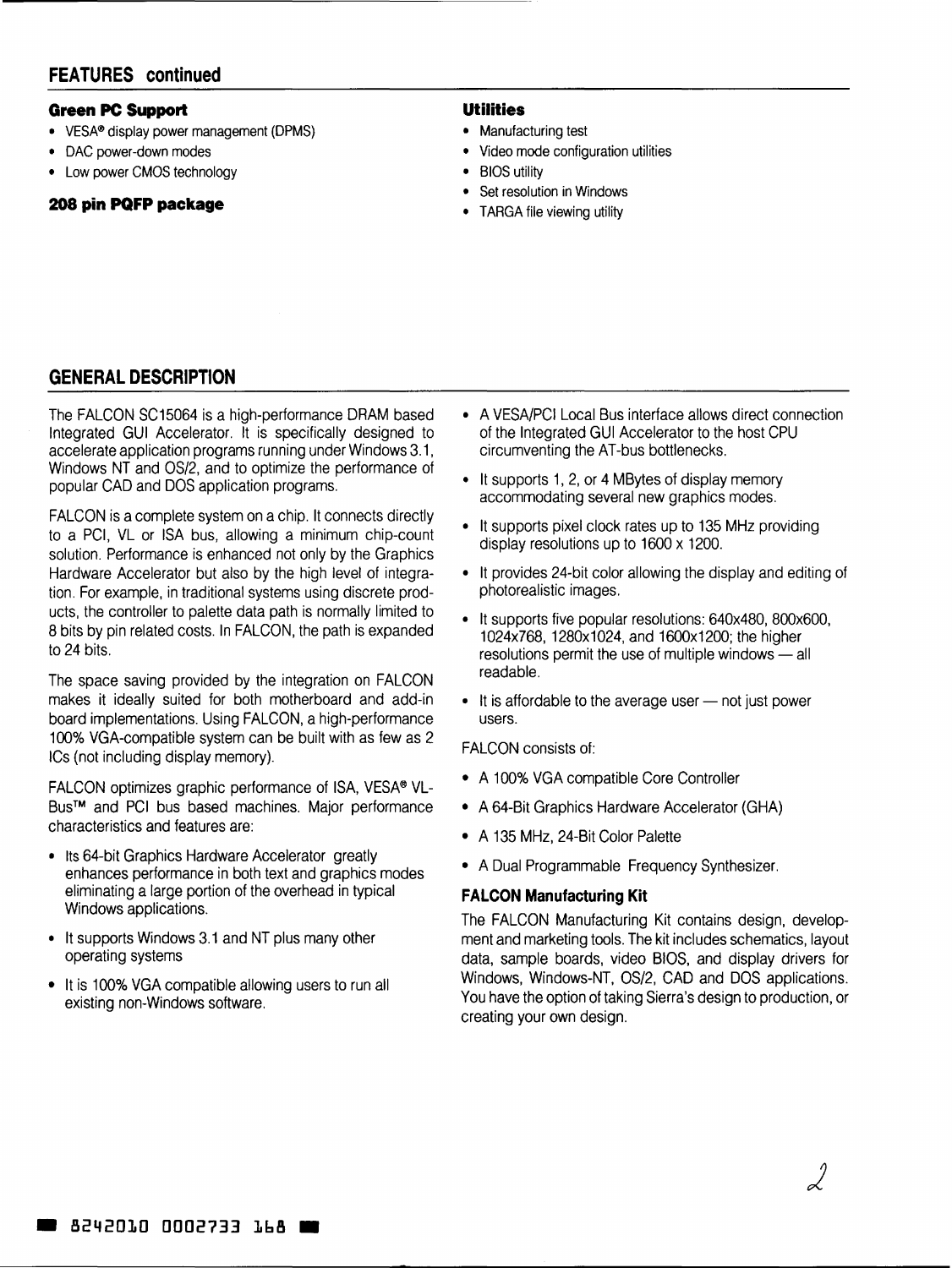## FEATURES continued

### Green PC Support

- VESA® display power management (DPMS)
- DAC power-down modes
- Low power CMOS technology

### 208 pin PQFP package

### Utilities

- Manufacturing test
- Video mode configuration utilities
- BIOS utility
- Set resolution in Windows
- TARGA file viewing utility

## GENERAL DESCRIPTION

The FALCON SC15064 is a high-performance DRAM based Integrated GUI Accelerator. It is specifically designed to accelerate application programs running under Windows 3.1, Windows NT and OS/2, and to optimize the performance of popular CAD and DOS application programs.

FALCON is a complete system on a chip. It connects directly to a PCI, VL or ISA bus, allowing a minimum chip-count solution. Performance is enhanced not only by the Graphics Hardware Accelerator but also by the high level of integration. For example, in traditional systems using discrete products, the controller to palette data path is normally limited to 8 bits by pin related costs. In FALCON, the path is expanded to 24 bits.

The space saving provided by the integration on FALCON makes it ideally suited for both motherboard and add-in board implementations. Using FALCON, a high-performance 100% VGA-compatible system can be built with as few as 2 ICs (not including display memory).

FALCON optimizes graphic performance of ISA, VESA® VL-Bus™ and PCI bus based machines. Major performance characteristics and features are:

- Its 64-bit Graphics Hardware Accelerator greatly enhances performance in both text and graphics modes eliminating a large portion of the overhead in typical Windows applications.
- It supports Windows 3.1 and NT plus many other operating systems
- It is 100% VGA compatible allowing users to run all existing non-Windows software.
- A VESA/PCI Local Bus interface allows direct connection of the Integrated GUI Accelerator to the host CPU circumventing the AT-bus bottlenecks.
- It supports 1, 2, or 4 MBytes of display memory accommodating several new graphics modes.
- It supports pixel clock rates up to 135 MHz providing display resolutions up to 1600 x 1200.
- It provides 24-bit color allowing the display and editing of photorealistic images.
- It supports five popular resolutions: 640x480, 800x600, 1024x768, 1280x1024, and 1600x1200; the higher resolutions permit the use of multiple windows — all readable.
- It is affordable to the average user — not just power users.

FALCON consists of:

- A 100% VGA compatible Core Controller
- A 64-Bit Graphics Hardware Accelerator (GHA)
- A 135 MHz, 24-Bit Color Palette
- A Dual Programmable Frequency Synthesizer.

### FALCON Manufacturing Kit

The FALCON Manufacturing Kit contains design, development and marketing tools. The kit includes schematics, layout data, sample boards, video BIOS, and display drivers for Windows, Windows-NT, OS/2, CAD and DOS applications. You have the option of taking Sierra's design to production, or creating your own design.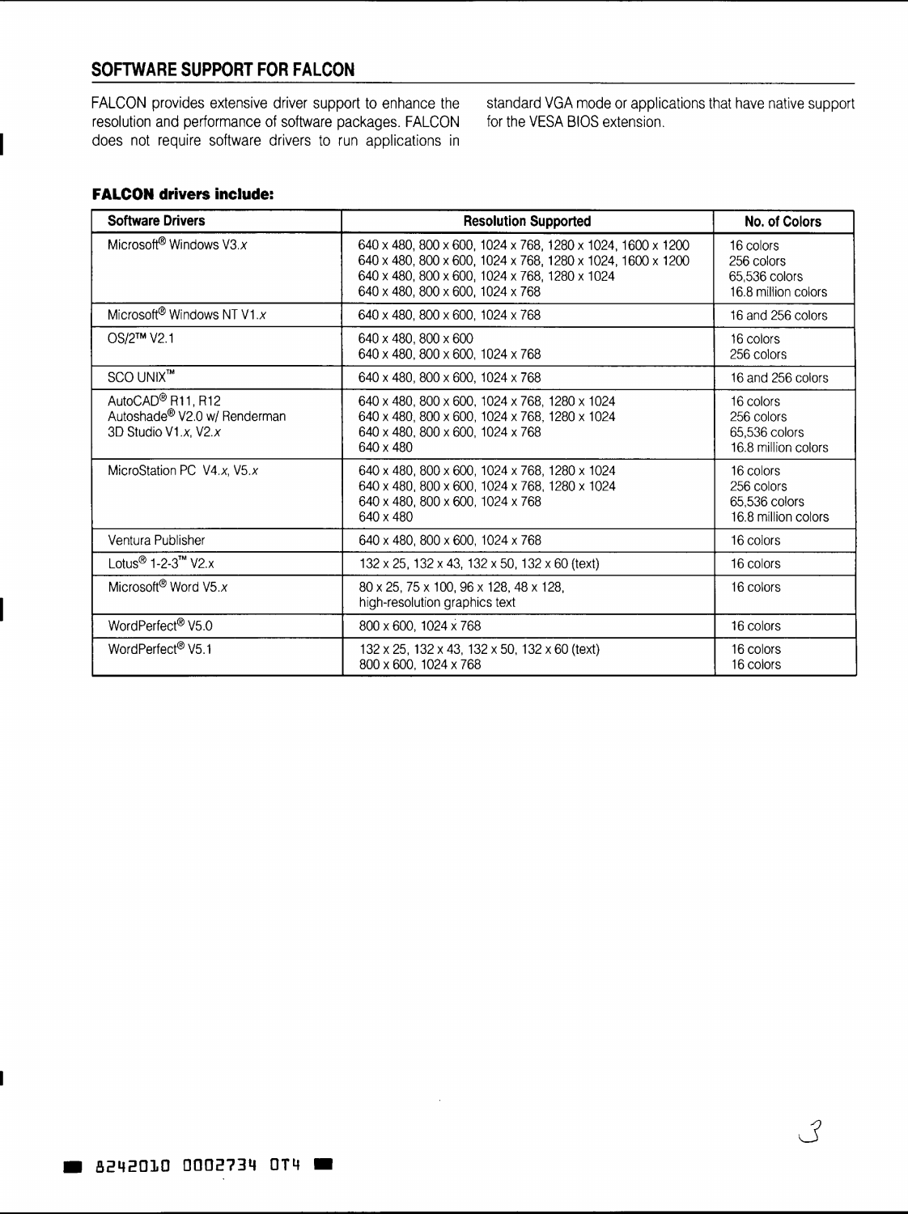## SOFTWARE SUPPORT FOR FALCON

FALCON provides extensive driver support to enhance the resolution and performance of software packages. FALCON does not require software drivers to run applications in standard VGA mode or applications that have native support for the VESA BIOS extension.

### FALCON drivers include:

| Software Drivers | Resolution Supported | No. of Colors |
|---|---|---|
| Microsoft® Windows V3.*x* | 640 x 480, 800 x 600, 1024 x 768, 1280 x 1024, 1600 x 1200<br>640 x 480, 800 x 600, 1024 x 768, 1280 x 1024, 1600 x 1200<br>640 x 480, 800 x 600, 1024 x 768, 1280 x 1024<br>640 x 480, 800 x 600, 1024 x 768 | 16 colors<br>256 colors<br>65,536 colors<br>16.8 million colors |
| Microsoft® Windows NT V1.*x* | 640 x 480, 800 x 600, 1024 x 768 | 16 and 256 colors |
| OS/2™ V2.1 | 640 x 480, 800 x 600<br>640 x 480, 800 x 600, 1024 x 768 | 16 colors<br>256 colors |
| SCO UNIX™ | 640 x 480, 800 x 600, 1024 x 768 | 16 and 256 colors |
| AutoCAD® R11, R12<br>Autoshade® V2.0 w/ Renderman<br>3D Studio V1.*x*, V2.*x* | 640 x 480, 800 x 600, 1024 x 768, 1280 x 1024<br>640 x 480, 800 x 600, 1024 x 768, 1280 x 1024<br>640 x 480, 800 x 600, 1024 x 768<br>640 x 480 | 16 colors<br>256 colors<br>65,536 colors<br>16.8 million colors |
| MicroStation PC V4.*x*, V5.*x* | 640 x 480, 800 x 600, 1024 x 768, 1280 x 1024<br>640 x 480, 800 x 600, 1024 x 768, 1280 x 1024<br>640 x 480, 800 x 600, 1024 x 768<br>640 x 480 | 16 colors<br>256 colors<br>65,536 colors<br>16.8 million colors |
| Ventura Publisher | 640 x 480, 800 x 600, 1024 x 768 | 16 colors |
| Lotus® 1-2-3™ V2.x | 132 x 25, 132 x 43, 132 x 50, 132 x 60 (text) | 16 colors |
| Microsoft® Word V5.*x* | 80 x 25, 75 x 100, 96 x 128, 48 x 128,<br>high-resolution graphics text | 16 colors |
| WordPerfect® V5.0 | 800 x 600, 1024 x 768 | 16 colors |
| WordPerfect® V5.1 | 132 x 25, 132 x 43, 132 x 50, 132 x 60 (text)<br>800 x 600, 1024 x 768 | 16 colors<br>16 colors |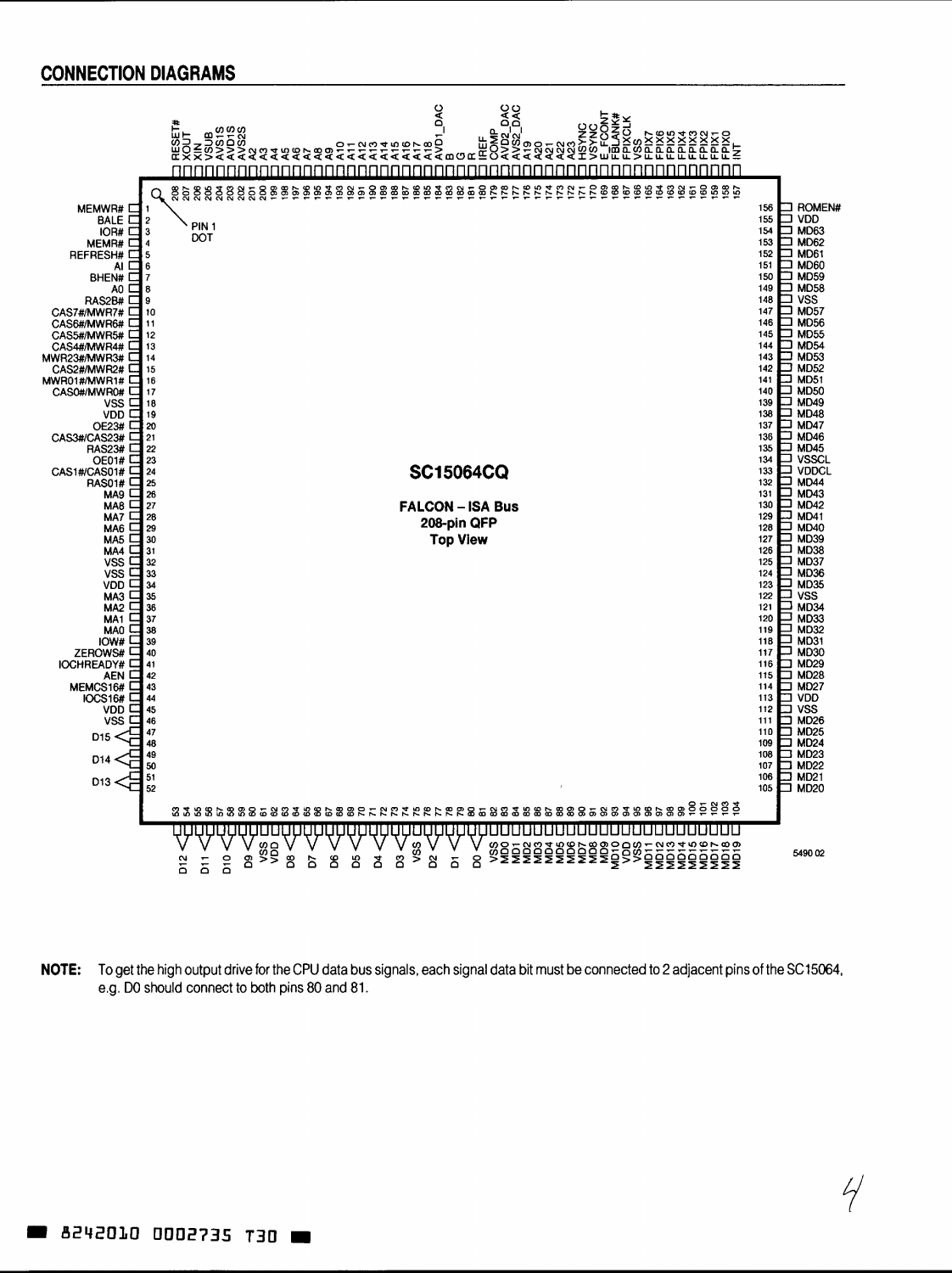## CONNECTION DIAGRAMS

**SC15064CQ**

**FALCON – ISA Bus**
**208-pin QFP**
**Top View**

| Pin | Signal | Pin | Signal |
|---|---|---|---|
| 1 | MEMWR# | 156 | ROMEN# |
| 2 | BALE | 155 | VDD |
| 3 | IOR# | 154 | MD63 |
| 4 | MEMR# | 153 | MD62 |
| 5 | REFRESH# | 152 | MD61 |
| 6 | AI | 151 | MD60 |
| 7 | BHEN# | 150 | MD59 |
| 8 | A0 | 149 | MD58 |
| 9 | RAS2B# | 148 | VSS |
| 10 | CAS7#/MWR7# | 147 | MD57 |
| 11 | CAS6#/MWR6# | 146 | MD56 |
| 12 | CAS5#/MWR5# | 145 | MD55 |
| 13 | CAS4#/MWR4# | 144 | MD54 |
| 14 | MWR23#/MWR3# | 143 | MD53 |
| 15 | CAS2#/MWR2# | 142 | MD52 |
| 16 | MWR01#/MWR1# | 141 | MD51 |
| 17 | CAS0#/MWR0# | 140 | MD50 |
| 18 | VSS | 139 | MD49 |
| 19 | VDD | 138 | MD48 |
| 20 | OE23# | 137 | MD47 |
| 21 | CAS3#/CAS23# | 136 | MD46 |
| 22 | RAS23# | 135 | MD45 |
| 23 | OE01# | 134 | VSSCL |
| 24 | CAS1#/CAS01# | 133 | VDDCL |
| 25 | RAS01# | 132 | MD44 |
| 26 | MA9 | 131 | MD43 |
| 27 | MA8 | 130 | MD42 |
| 28 | MA7 | 129 | MD41 |
| 29 | MA6 | 128 | MD40 |
| 30 | MA5 | 127 | MD39 |
| 31 | MA4 | 126 | MD38 |
| 32 | VSS | 125 | MD37 |
| 33 | VSS | 124 | MD36 |
| 34 | VDD | 123 | MD35 |
| 35 | MA3 | 122 | VSS |
| 36 | MA2 | 121 | MD34 |
| 37 | MA1 | 120 | MD33 |
| 38 | MA0 | 119 | MD32 |
| 39 | IOW# | 118 | MD31 |
| 40 | ZEROWS# | 117 | MD30 |
| 41 | IOCHREADY# | 116 | MD29 |
| 42 | AEN | 115 | MD28 |
| 43 | MEMCS16# | 114 | MD27 |
| 44 | IOCS16# | 113 | VDD |
| 45 | VDD | 112 | VSS |
| 46 | VSS | 111 | MD26 |
| 47, 48 | D15 | 110 | MD25 |
| 49, 50 | D14 | 109 | MD24 |
| 51, 52 | D13 | 108 | MD23 |
| | | 107 | MD22 |
| | | 106 | MD21 |
| | | 105 | MD20 |

Top side (pins 208–157): 208 RESET#, 207 XOUT, 206 XIN, 205 VSUB, 204 AVS1S, 203 AVD1S, 202 AVS2S, 201 A2, 200 A3, 199 A4, 198 A5, 197 A6, 196 A7, 195 A8, 194 A9, 193 A10, 192 A11, 191 A12, 190 A13, 189 A14, 188 A15, 187 A16, 186 A17, 185 A18, 184 AVD1_DAC, 183 B, 182 G, 181 R, 180 IREF, 179 COMP, 178 AVD2_DAC, 177 AVS2_DAC, 176 A19, 175 A20, 174 A21, 173 A22, 172 A23, 171 HSYNC, 170 VSYNC, 169 E_FCONT, 168 FBLANK#, 167 FPIXCLK, 166 VSS, 165 FPIX7, 164 FPIX6, 163 FPIX5, 162 FPIX4, 161 FPIX3, 160 FPIX2, 159 FPIX1, 158 FPIX0, 157 INT

Bottom side (pins 53–104): 53, 54 D12; 55, 56 D11; 57, 58 D10; 59, 60 D9; 61 VSS; 62 VDD; 63, 64 D8; 65, 66 D7; 67, 68 D6; 69, 70 D5; 71, 72 D4; 73, 74 D3; 75 VSS; 76, 77 D2; 78, 79 D1; 80, 81 D0; 82 VSS; 83 MD0; 84 MD1; 85 MD2; 86 MD3; 87 MD4; 88 MD5; 89 MD6; 90 MD7; 91 MD8; 92 MD9; 93 MD10; 94 VDD; 95 VSS; 96 MD11; 97 MD12; 98 MD13; 99 MD14; 100 MD15; 101 MD16; 102 MD17; 103 MD18; 104 MD19

PIN 1 DOT

5490 02

**NOTE:** To get the high output drive for the CPU data bus signals, each signal data bit must be connected to 2 adjacent pins of the SC15064, e.g. D0 should connect to both pins 80 and 81.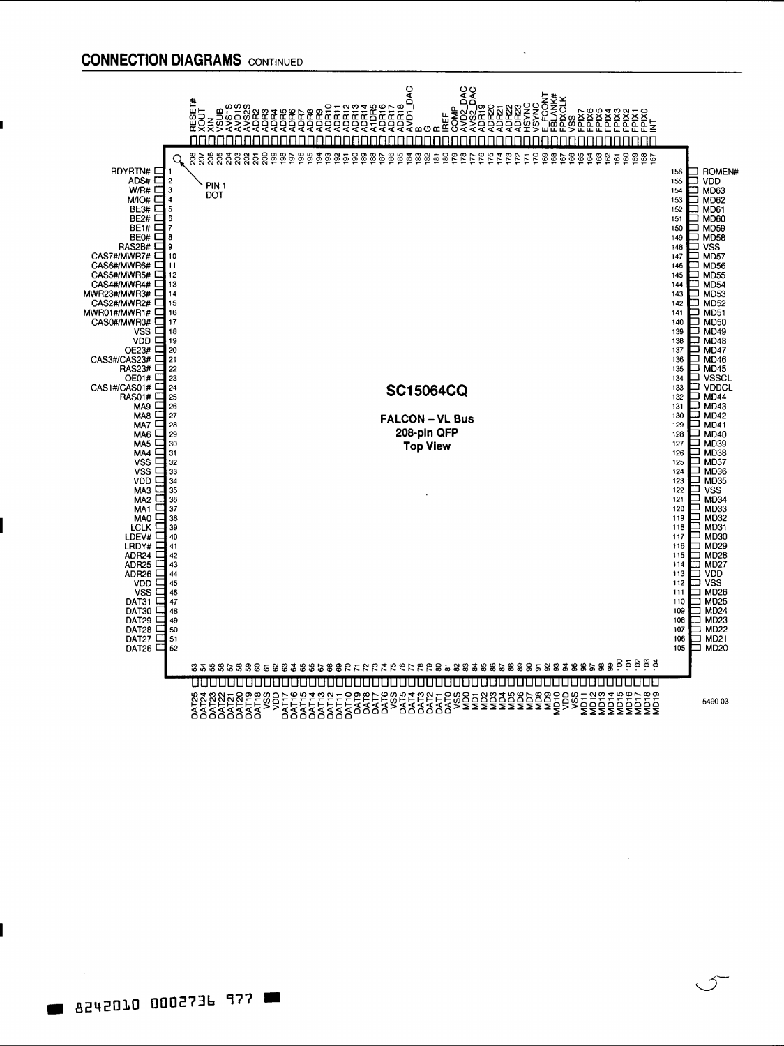## CONNECTION DIAGRAMS CONTINUED

**SC15064CQ**

**FALCON – VL Bus**
**208-pin QFP**
**Top View**

PIN 1 DOT

| Pin | Name | Pin | Name | Pin | Name | Pin | Name |
|---|---|---|---|---|---|---|---|
| 1 | RDYRTN# | 53 | DAT25 | 105 | MD20 | 157 | INT |
| 2 | ADS# | 54 | DAT24 | 106 | MD21 | 158 | FPIX0 |
| 3 | W/R# | 55 | DAT23 | 107 | MD22 | 159 | FPIX1 |
| 4 | M/IO# | 56 | DAT22 | 108 | MD23 | 160 | FPIX2 |
| 5 | BE3# | 57 | DAT21 | 109 | MD24 | 161 | FPIX3 |
| 6 | BE2# | 58 | DAT20 | 110 | MD25 | 162 | FPIX4 |
| 7 | BE1# | 59 | DAT19 | 111 | MD26 | 163 | FPIX5 |
| 8 | BE0# | 60 | DAT18 | 112 | VSS | 164 | FPIX6 |
| 9 | RAS2B# | 61 | VSS | 113 | VDD | 165 | FPIX7 |
| 10 | CAS7#/MWR7# | 62 | VDD | 114 | MD27 | 166 | VSS |
| 11 | CAS6#/MWR6# | 63 | DAT17 | 115 | MD28 | 167 | FPIXCLK |
| 12 | CAS5#/MWR5# | 64 | DAT16 | 116 | MD29 | 168 | FBLANK# |
| 13 | CAS4#/MWR4# | 65 | DAT15 | 117 | MD30 | 169 | E_FCONT |
| 14 | MWR23#/MWR3# | 66 | DAT14 | 118 | MD31 | 170 | VSYNC |
| 15 | CAS2#/MWR2# | 67 | DAT13 | 119 | MD32 | 171 | HSYNC |
| 16 | MWR01#/MWR1# | 68 | DAT12 | 120 | MD33 | 172 | ADR23 |
| 17 | CAS0#/MWR0# | 69 | DAT11 | 121 | MD34 | 173 | ADR22 |
| 18 | VSS | 70 | DAT10 | 122 | VSS | 174 | ADR21 |
| 19 | VDD | 71 | DAT9 | 123 | MD35 | 175 | ADR20 |
| 20 | OE23# | 72 | DAT8 | 124 | MD36 | 176 | ADR19 |
| 21 | CAS3#/CAS23# | 73 | DAT7 | 125 | MD37 | 177 | AVS2_DAC |
| 22 | RAS23# | 74 | DAT6 | 126 | MD38 | 178 | AVD2_DAC |
| 23 | OE01# | 75 | VSS | 127 | MD39 | 179 | COMP |
| 24 | CAS1#/CAS01# | 76 | DAT5 | 128 | MD40 | 180 | IREF |
| 25 | RAS01# | 77 | DAT4 | 129 | MD41 | 181 | R |
| 26 | MA9 | 78 | DAT3 | 130 | MD42 | 182 | G |
| 27 | MA8 | 79 | DAT2 | 131 | MD43 | 183 | B |
| 28 | MA7 | 80 | DAT1 | 132 | MD44 | 184 | AVD1_DAC |
| 29 | MA6 | 81 | DAT0 | 133 | VDDCL | 185 | ADR18 |
| 30 | MA5 | 82 | VSS | 134 | VSSCL | 186 | ADR17 |
| 31 | MA4 | 83 | MD0 | 135 | MD45 | 187 | ADR16 |
| 32 | VSS | 84 | MD1 | 136 | MD46 | 188 | A1DR5 |
| 33 | VSS | 85 | MD2 | 137 | MD47 | 189 | ADR14 |
| 34 | VDD | 86 | MD3 | 138 | MD48 | 190 | ADR13 |
| 35 | MA3 | 87 | MD4 | 139 | MD49 | 191 | ADR12 |
| 36 | MA2 | 88 | MD5 | 140 | MD50 | 192 | ADR11 |
| 37 | MA1 | 89 | MD6 | 141 | MD51 | 193 | ADR10 |
| 38 | MA0 | 90 | MD7 | 142 | MD52 | 194 | ADR9 |
| 39 | LCLK | 91 | MD8 | 143 | MD53 | 195 | ADR8 |
| 40 | LDEV# | 92 | MD9 | 144 | MD54 | 196 | ADR7 |
| 41 | LRDY# | 93 | MD10 | 145 | MD55 | 197 | ADR6 |
| 42 | ADR24 | 94 | VDD | 146 | MD56 | 198 | ADR5 |
| 43 | ADR25 | 95 | VSS | 147 | MD57 | 199 | ADR4 |
| 44 | ADR26 | 96 | MD11 | 148 | VSS | 200 | ADR3 |
| 45 | VDD | 97 | MD12 | 149 | MD58 | 201 | ADR2 |
| 46 | VSS | 98 | MD13 | 150 | MD59 | 202 | AVS2S |
| 47 | DAT31 | 99 | MD14 | 151 | MD60 | 203 | AVD1S |
| 48 | DAT30 | 100 | MD15 | 152 | MD61 | 204 | AVS1S |
| 49 | DAT29 | 101 | MD16 | 153 | MD62 | 205 | VSUB |
| 50 | DAT28 | 102 | MD17 | 154 | MD63 | 206 | XIN |
| 51 | DAT27 | 103 | MD18 | 155 | VDD | 207 | XOUT |
| 52 | DAT26 | 104 | MD19 | 156 | ROMEN# | 208 | RESET# |

5490 03

8242010 0002736 977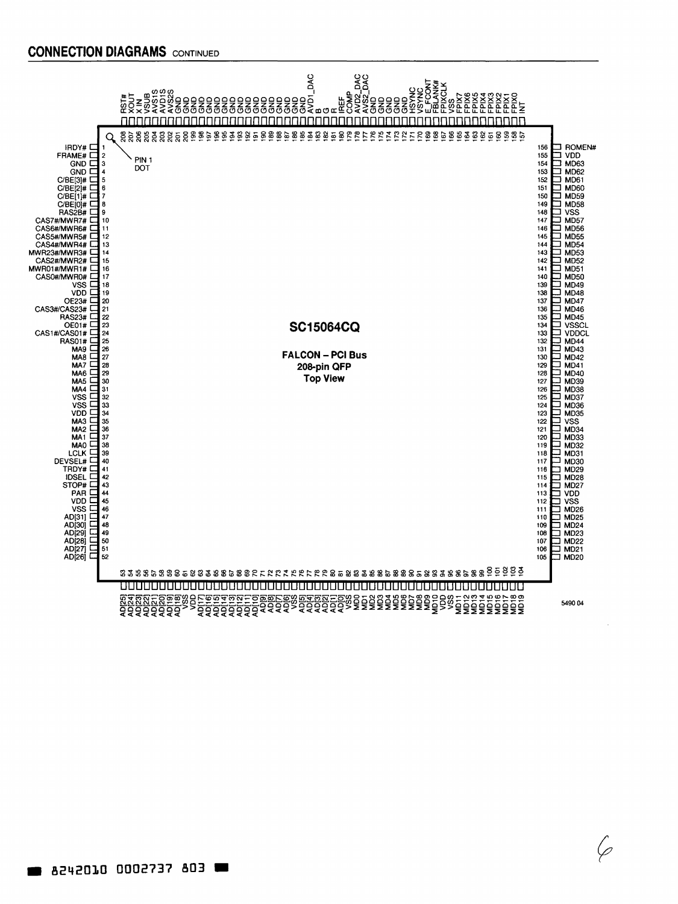## CONNECTION DIAGRAMS CONTINUED

**SC15064CQ**

**FALCON – PCI Bus**
**208-pin QFP**
**Top View**

PIN 1 DOT

| Pin | Signal | Pin | Signal | Pin | Signal | Pin | Signal |
|---|---|---|---|---|---|---|---|
| 1 | IRDY# | 53 | AD[25] | 105 | MD20 | 157 | INT |
| 2 | FRAME# | 54 | AD[24] | 106 | MD21 | 158 | FPIX0 |
| 3 | GND | 55 | AD[23] | 107 | MD22 | 159 | FPIX1 |
| 4 | GND | 56 | AD[22] | 108 | MD23 | 160 | FPIX2 |
| 5 | C/BE[3]# | 57 | AD[21] | 109 | MD24 | 161 | FPIX3 |
| 6 | C/BE[2]# | 58 | AD[20] | 110 | MD25 | 162 | FPIX4 |
| 7 | C/BE[1]# | 59 | AD[19] | 111 | MD26 | 163 | FPIX5 |
| 8 | C/BE[0]# | 60 | AD[18] | 112 | VSS | 164 | FPIX6 |
| 9 | RAS2B# | 61 | VSS | 113 | VDD | 165 | FPIX7 |
| 10 | CAS7#/MWR7# | 62 | VDD | 114 | MD27 | 166 | VSS |
| 11 | CAS6#/MWR6# | 63 | AD[17] | 115 | MD28 | 167 | FPIXCLK |
| 12 | CAS5#/MWR5# | 64 | AD[16] | 116 | MD29 | 168 | FBLANK# |
| 13 | CAS4#/MWR4# | 65 | AD[15] | 117 | MD30 | 169 | E_FCONT |
| 14 | MWR23#/MWR3# | 66 | AD[14] | 118 | MD31 | 170 | VSYNC |
| 15 | CAS2#/MWR2# | 67 | AD[13] | 119 | MD32 | 171 | HSYNC |
| 16 | MWR01#/MWR1# | 68 | AD[12] | 120 | MD33 | 172 | GND |
| 17 | CAS0#/MWR0# | 69 | AD[11] | 121 | MD34 | 173 | GND |
| 18 | VSS | 70 | AD[10] | 122 | VSS | 174 | GND |
| 19 | VDD | 71 | AD[9] | 123 | MD35 | 175 | GND |
| 20 | OE23# | 72 | AD[8] | 124 | MD36 | 176 | GND |
| 21 | CAS3#/CAS23# | 73 | AD[7] | 125 | MD37 | 177 | AVS2_DAC |
| 22 | RAS23# | 74 | AD[6] | 126 | MD38 | 178 | AVD2_DAC |
| 23 | OE01# | 75 | VSS | 127 | MD39 | 179 | COMP |
| 24 | CAS1#/CAS01# | 76 | AD[5] | 128 | MD40 | 180 | IREF |
| 25 | RAS01# | 77 | AD[4] | 129 | MD41 | 181 | R |
| 26 | MA9 | 78 | AD[3] | 130 | MD42 | 182 | G |
| 27 | MA8 | 79 | AD[2] | 131 | MD43 | 183 | B |
| 28 | MA7 | 80 | AD[1] | 132 | MD44 | 184 | AVD1_DAC |
| 29 | MA6 | 81 | AD[0] | 133 | VDDCL | 185 | GND |
| 30 | MA5 | 82 | VSS | 134 | VSSCL | 186 | GND |
| 31 | MA4 | 83 | MD0 | 135 | MD45 | 187 | GND |
| 32 | VSS | 84 | MD1 | 136 | MD46 | 188 | GND |
| 33 | VSS | 85 | MD2 | 137 | MD47 | 189 | GND |
| 34 | VDD | 86 | MD3 | 138 | MD48 | 190 | GND |
| 35 | MA3 | 87 | MD4 | 139 | MD49 | 191 | GND |
| 36 | MA2 | 88 | MD5 | 140 | MD50 | 192 | GND |
| 37 | MA1 | 89 | MD6 | 141 | MD51 | 193 | GND |
| 38 | MA0 | 90 | MD7 | 142 | MD52 | 194 | GND |
| 39 | LCLK | 91 | MD8 | 143 | MD53 | 195 | GND |
| 40 | DEVSEL# | 92 | MD9 | 144 | MD54 | 196 | GND |
| 41 | TRDY# | 93 | MD10 | 145 | MD55 | 197 | GND |
| 42 | IDSEL | 94 | VDD | 146 | MD56 | 198 | GND |
| 43 | STOP# | 95 | VSS | 147 | MD57 | 199 | GND |
| 44 | PAR | 96 | MD11 | 148 | VSS | 200 | GND |
| 45 | VDD | 97 | MD12 | 149 | MD58 | 201 | GND |
| 46 | VSS | 98 | MD13 | 150 | MD59 | 202 | AVS2S |
| 47 | AD[31] | 99 | MD14 | 151 | MD60 | 203 | AVS1S |
| 48 | AD[30] | 100 | MD15 | 152 | MD61 | 204 | AVD1S |
| 49 | AD[29] | 101 | MD16 | 153 | MD62 | 205 | VSUB |
| 50 | AD[28] | 102 | MD17 | 154 | MD63 | 206 | X IN |
| 51 | AD[27] | 103 | MD18 | 155 | VDD | 207 | XOUT |
| 52 | AD[26] | 104 | MD19 | 156 | ROMEN# | 208 | RST# |

5490 04